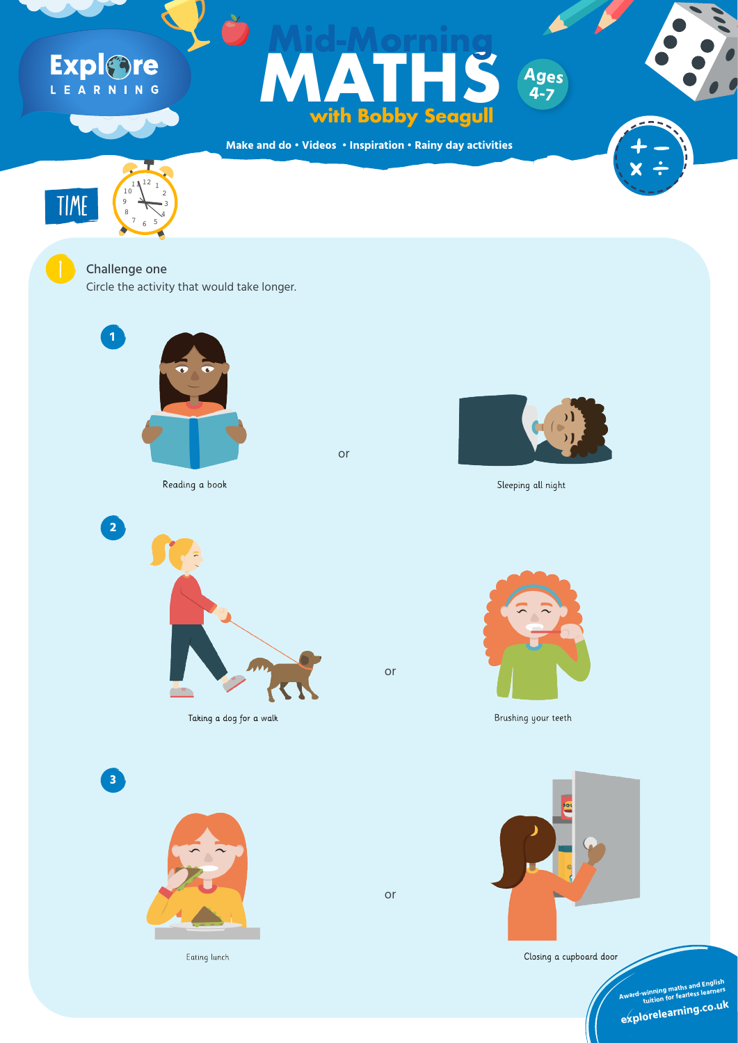# Mid-Morning MATHS with Bobby Seagull

Ages 4-7

Make and do • Videos • Inspiration • Rainy day activities

## TIME

### Challenge one

Circle the activity that would take longer.

**1**

Reading a book

or

Sleeping all night

**2**

Taking a dog for a walk

or

Brushing your teeth

**3**

Eating lunch

or

Closing a cupboard door

Award-winning maths and English tuition for fearless learners

explorelearning.co.uk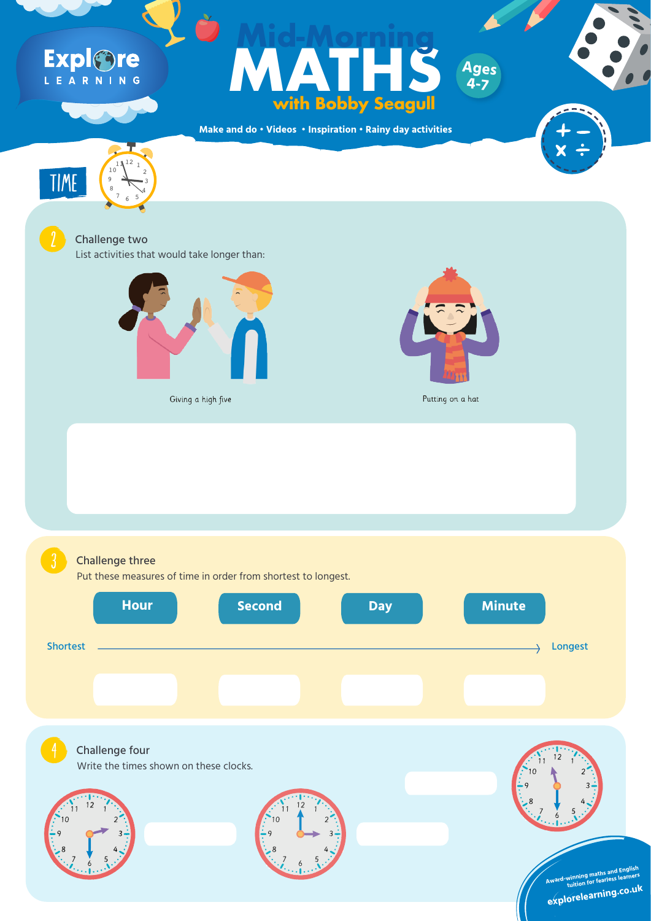# Mid-Morning MATHS with Bobby Seagull

**Ages 4-7**

Make and do • Videos • Inspiration • Rainy day activities

## TIME

### 2 Challenge two

List activities that would take longer than:

Giving a high five

Putting on a hat

### 3 Challenge three

Put these measures of time in order from shortest to longest.

**Hour** | **Second** | **Day** | **Minute**

Shortest → Longest

### 4 Challenge four

Write the times shown on these clocks.

Award-winning maths and English tuition for fearless learners

explorelearning.co.uk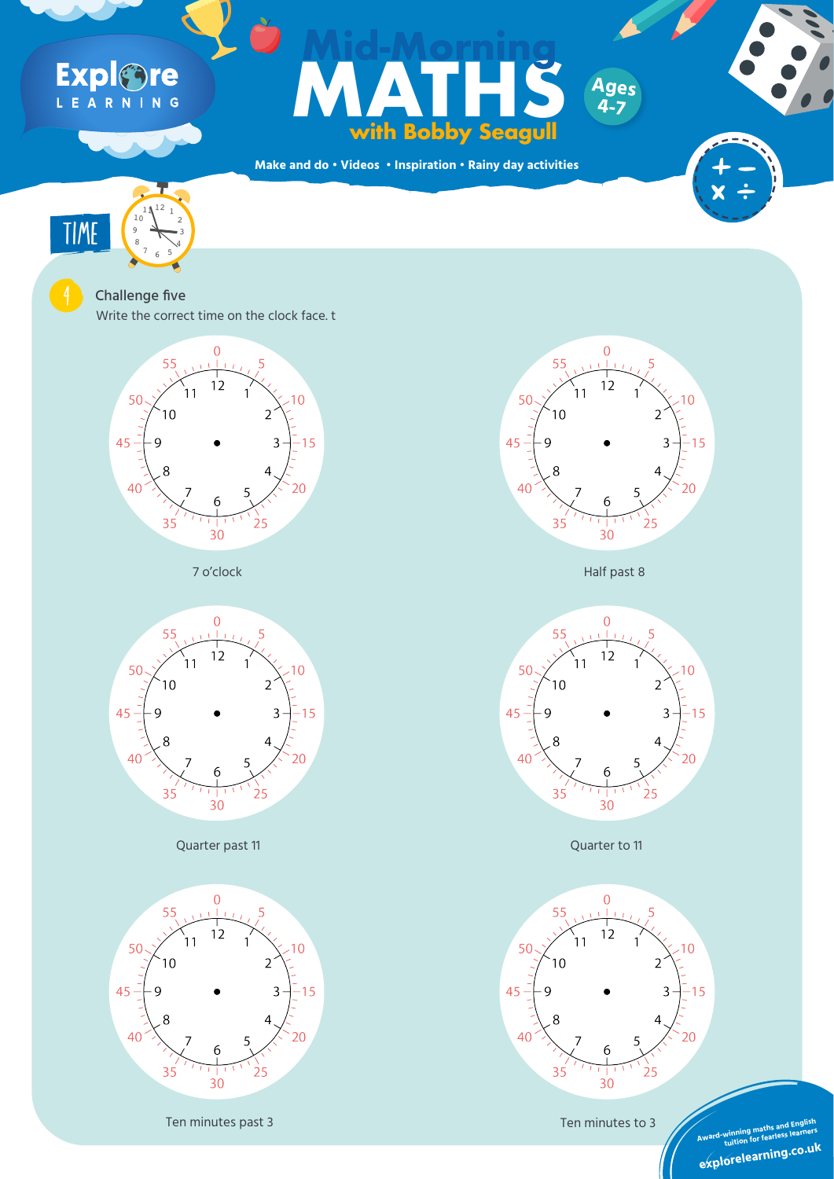# Mid-Morning MATHS with Bobby Seagull

Ages 4-7

Make and do • Videos • Inspiration • Rainy day activities

TIME

## 4 Challenge five

Write the correct time on the clock face. t

7 o'clock

Half past 8

Quarter past 11

Quarter to 11

Ten minutes past 3

Ten minutes to 3

Award-winning maths and English tuition for fearless learners

explorelearning.co.uk